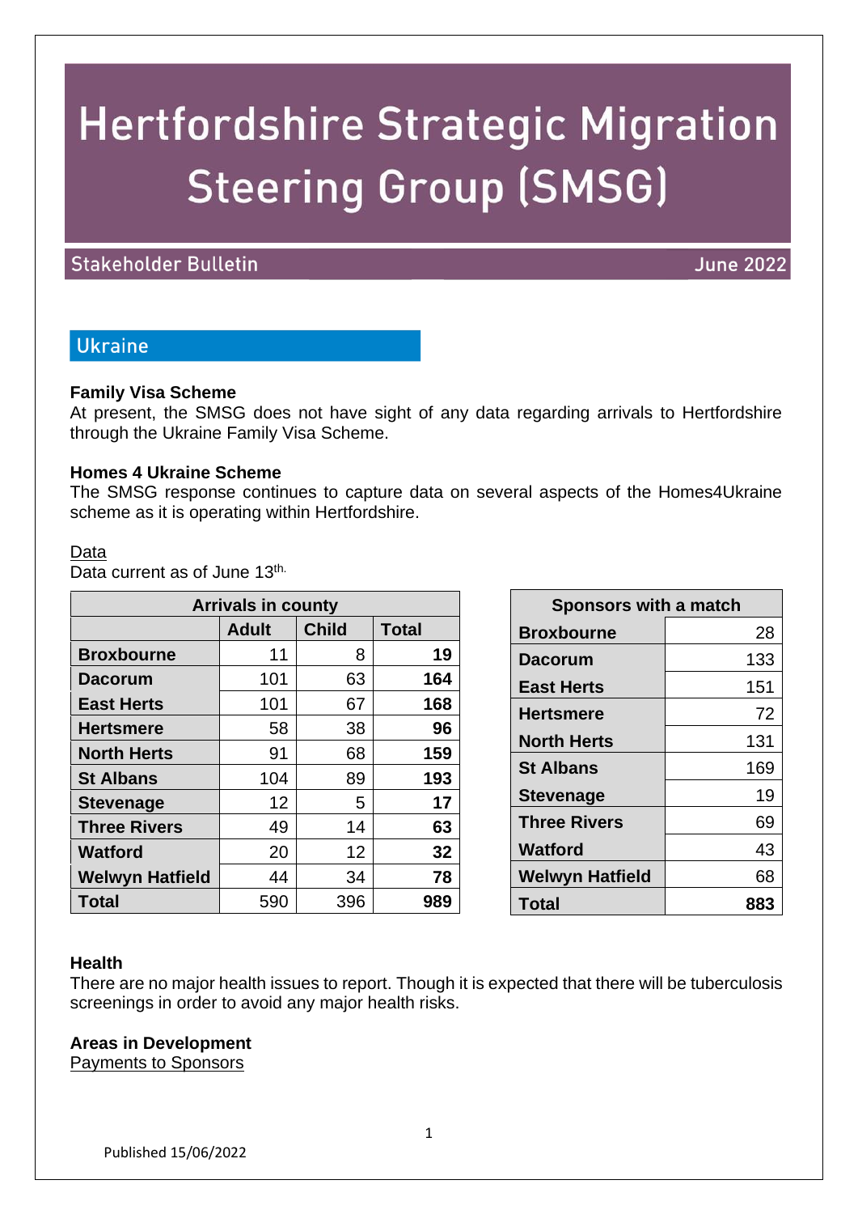# Hertfordshire Strategic Migration Steering Group (SMSG)

Stakeholder Bulletin June 2022

## Ukraine

**Family Visa Scheme**

At present, the SMSG does not have sight of any data regarding arrivals to Hertfordshire through the Ukraine Family Visa Scheme.

**Homes 4 Ukraine Scheme**

The SMSG response continues to capture data on several aspects of the Homes4Ukraine scheme as it is operating within Hertfordshire.

Data

Data current as of June 13th.

| Arrivals in county | | | |
|---|---|---|---|
| | Adult | Child | Total |
| **Broxbourne** | 11 | 8 | **19** |
| **Dacorum** | 101 | 63 | **164** |
| **East Herts** | 101 | 67 | **168** |
| **Hertsmere** | 58 | 38 | **96** |
| **North Herts** | 91 | 68 | **159** |
| **St Albans** | 104 | 89 | **193** |
| **Stevenage** | 12 | 5 | **17** |
| **Three Rivers** | 49 | 14 | **63** |
| **Watford** | 20 | 12 | **32** |
| **Welwyn Hatfield** | 44 | 34 | **78** |
| **Total** | 590 | 396 | **989** |

| Sponsors with a match | |
|---|---|
| **Broxbourne** | 28 |
| **Dacorum** | 133 |
| **East Herts** | 151 |
| **Hertsmere** | 72 |
| **North Herts** | 131 |
| **St Albans** | 169 |
| **Stevenage** | 19 |
| **Three Rivers** | 69 |
| **Watford** | 43 |
| **Welwyn Hatfield** | 68 |
| **Total** | **883** |

**Health**

There are no major health issues to report. Though it is expected that there will be tuberculosis screenings in order to avoid any major health risks.

**Areas in Development**

Payments to Sponsors

Published 15/06/2022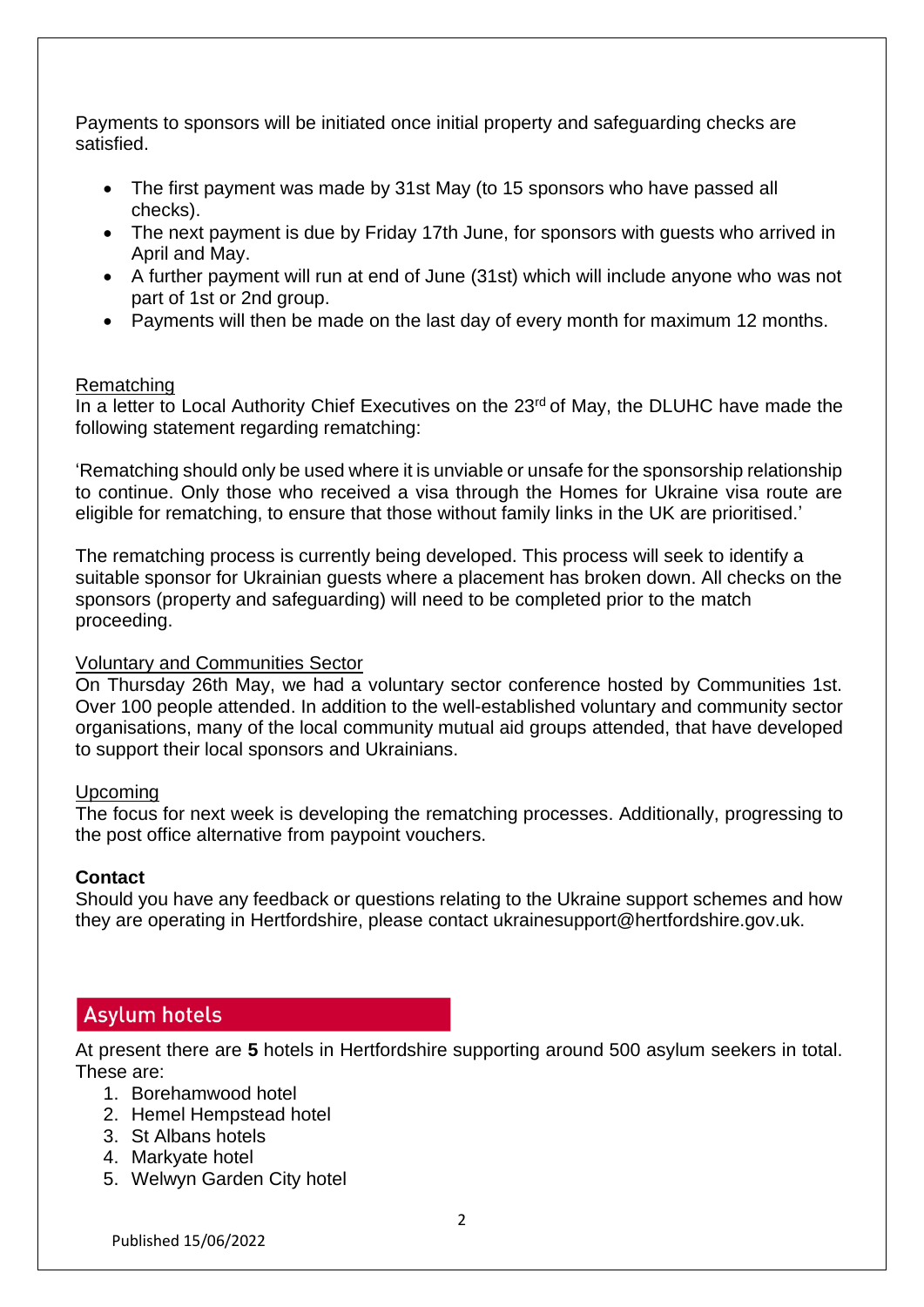Payments to sponsors will be initiated once initial property and safeguarding checks are satisfied.

- The first payment was made by 31st May (to 15 sponsors who have passed all checks).
- The next payment is due by Friday 17th June, for sponsors with guests who arrived in April and May.
- A further payment will run at end of June (31st) which will include anyone who was not part of 1st or 2nd group.
- Payments will then be made on the last day of every month for maximum 12 months.

Rematching

In a letter to Local Authority Chief Executives on the 23rd of May, the DLUHC have made the following statement regarding rematching:

'Rematching should only be used where it is unviable or unsafe for the sponsorship relationship to continue. Only those who received a visa through the Homes for Ukraine visa route are eligible for rematching, to ensure that those without family links in the UK are prioritised.'

The rematching process is currently being developed. This process will seek to identify a suitable sponsor for Ukrainian guests where a placement has broken down. All checks on the sponsors (property and safeguarding) will need to be completed prior to the match proceeding.

Voluntary and Communities Sector

On Thursday 26th May, we had a voluntary sector conference hosted by Communities 1st. Over 100 people attended. In addition to the well-established voluntary and community sector organisations, many of the local community mutual aid groups attended, that have developed to support their local sponsors and Ukrainians.

Upcoming

The focus for next week is developing the rematching processes. Additionally, progressing to the post office alternative from paypoint vouchers.

**Contact**

Should you have any feedback or questions relating to the Ukraine support schemes and how they are operating in Hertfordshire, please contact ukrainesupport@hertfordshire.gov.uk.

## Asylum hotels

At present there are **5** hotels in Hertfordshire supporting around 500 asylum seekers in total. These are:

1. Borehamwood hotel
2. Hemel Hempstead hotel
3. St Albans hotels
4. Markyate hotel
5. Welwyn Garden City hotel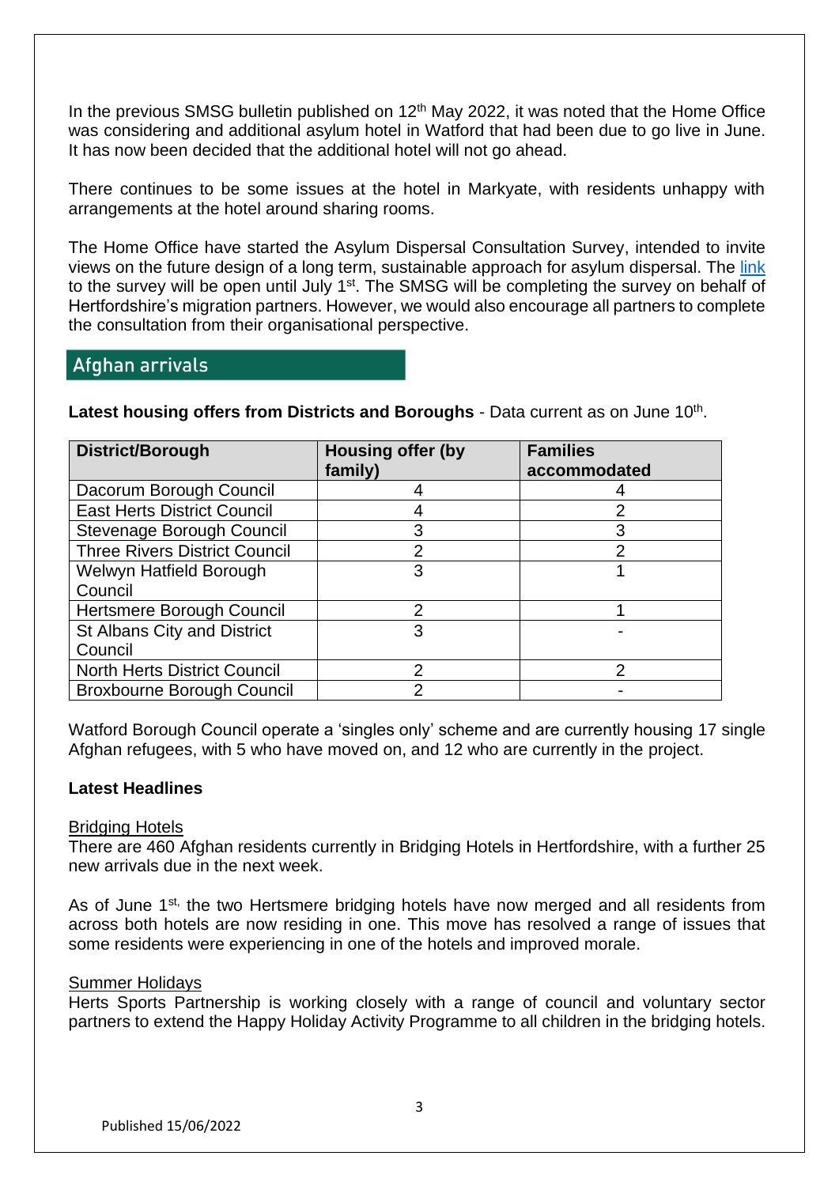In the previous SMSG bulletin published on 12th May 2022, it was noted that the Home Office was considering and additional asylum hotel in Watford that had been due to go live in June. It has now been decided that the additional hotel will not go ahead.

There continues to be some issues at the hotel in Markyate, with residents unhappy with arrangements at the hotel around sharing rooms.

The Home Office have started the Asylum Dispersal Consultation Survey, intended to invite views on the future design of a long term, sustainable approach for asylum dispersal. The link to the survey will be open until July 1st. The SMSG will be completing the survey on behalf of Hertfordshire's migration partners. However, we would also encourage all partners to complete the consultation from their organisational perspective.

## Afghan arrivals

**Latest housing offers from Districts and Boroughs** - Data current as on June 10th.

| District/Borough | Housing offer (by family) | Families accommodated |
|---|---|---|
| Dacorum Borough Council | 4 | 4 |
| East Herts District Council | 4 | 2 |
| Stevenage Borough Council | 3 | 3 |
| Three Rivers District Council | 2 | 2 |
| Welwyn Hatfield Borough Council | 3 | 1 |
| Hertsmere Borough Council | 2 | 1 |
| St Albans City and District Council | 3 | - |
| North Herts District Council | 2 | 2 |
| Broxbourne Borough Council | 2 | - |

Watford Borough Council operate a 'singles only' scheme and are currently housing 17 single Afghan refugees, with 5 who have moved on, and 12 who are currently in the project.

**Latest Headlines**

Bridging Hotels

There are 460 Afghan residents currently in Bridging Hotels in Hertfordshire, with a further 25 new arrivals due in the next week.

As of June 1st, the two Hertsmere bridging hotels have now merged and all residents from across both hotels are now residing in one. This move has resolved a range of issues that some residents were experiencing in one of the hotels and improved morale.

Summer Holidays

Herts Sports Partnership is working closely with a range of council and voluntary sector partners to extend the Happy Holiday Activity Programme to all children in the bridging hotels.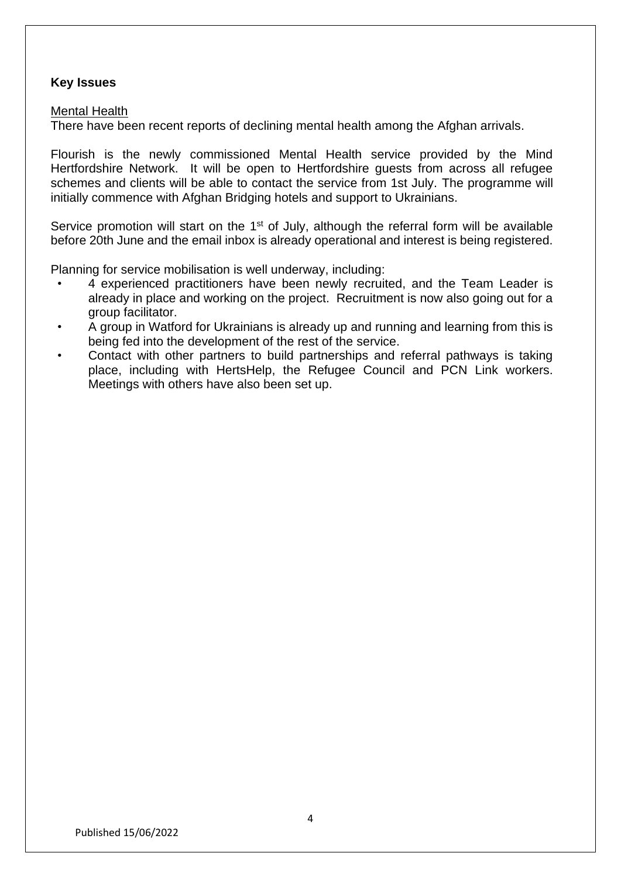**Key Issues**

Mental Health

There have been recent reports of declining mental health among the Afghan arrivals.

Flourish is the newly commissioned Mental Health service provided by the Mind Hertfordshire Network. It will be open to Hertfordshire guests from across all refugee schemes and clients will be able to contact the service from 1st July. The programme will initially commence with Afghan Bridging hotels and support to Ukrainians.

Service promotion will start on the 1st of July, although the referral form will be available before 20th June and the email inbox is already operational and interest is being registered.

Planning for service mobilisation is well underway, including:

- 4 experienced practitioners have been newly recruited, and the Team Leader is already in place and working on the project. Recruitment is now also going out for a group facilitator.
- A group in Watford for Ukrainians is already up and running and learning from this is being fed into the development of the rest of the service.
- Contact with other partners to build partnerships and referral pathways is taking place, including with HertsHelp, the Refugee Council and PCN Link workers. Meetings with others have also been set up.

Published 15/06/2022